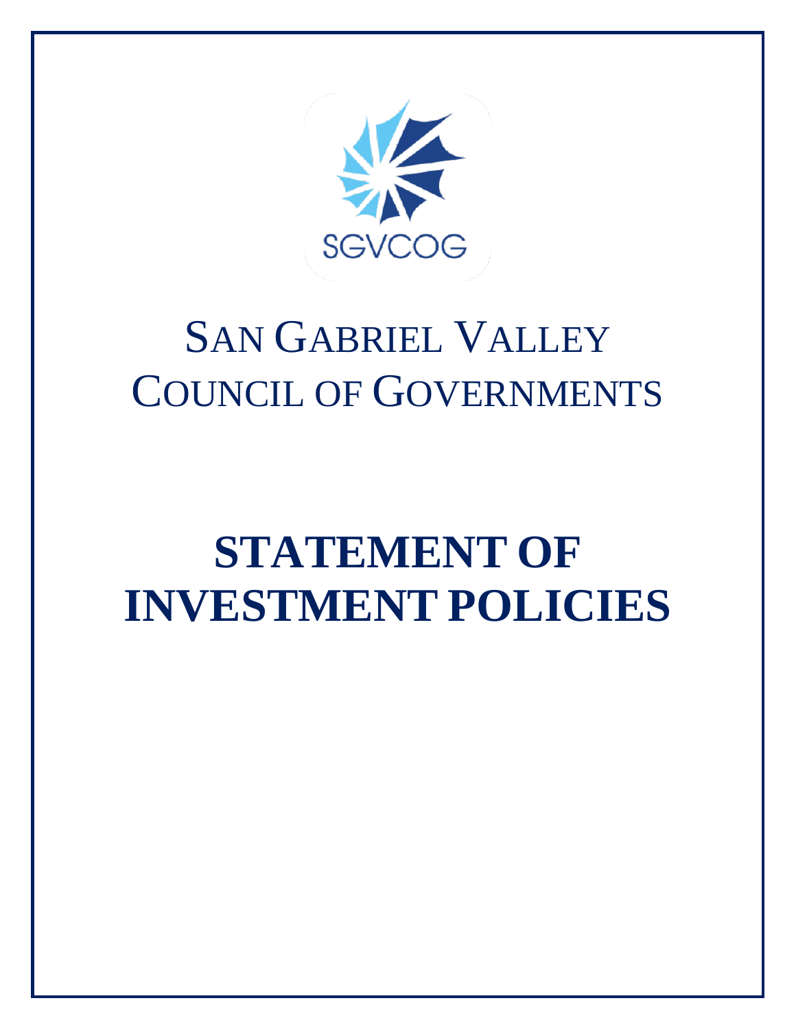SGVCOG

# SAN GABRIEL VALLEY COUNCIL OF GOVERNMENTS

# STATEMENT OF INVESTMENT POLICIES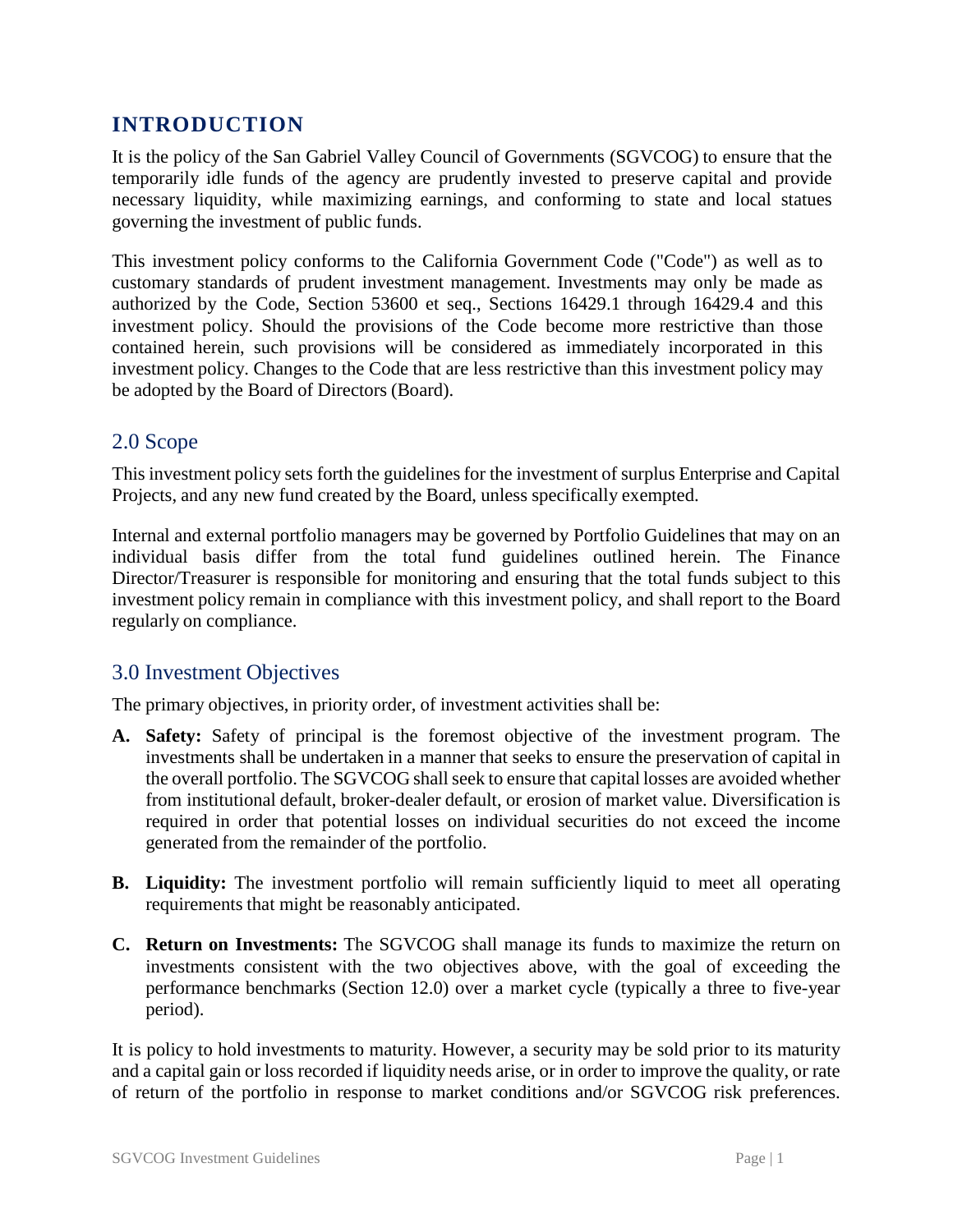## INTRODUCTION

It is the policy of the San Gabriel Valley Council of Governments (SGVCOG) to ensure that the temporarily idle funds of the agency are prudently invested to preserve capital and provide necessary liquidity, while maximizing earnings, and conforming to state and local statues governing the investment of public funds.

This investment policy conforms to the California Government Code ("Code") as well as to customary standards of prudent investment management. Investments may only be made as authorized by the Code, Section 53600 et seq., Sections 16429.1 through 16429.4 and this investment policy. Should the provisions of the Code become more restrictive than those contained herein, such provisions will be considered as immediately incorporated in this investment policy. Changes to the Code that are less restrictive than this investment policy may be adopted by the Board of Directors (Board).

## 2.0 Scope

This investment policy sets forth the guidelines for the investment of surplus Enterprise and Capital Projects, and any new fund created by the Board, unless specifically exempted.

Internal and external portfolio managers may be governed by Portfolio Guidelines that may on an individual basis differ from the total fund guidelines outlined herein. The Finance Director/Treasurer is responsible for monitoring and ensuring that the total funds subject to this investment policy remain in compliance with this investment policy, and shall report to the Board regularly on compliance.

## 3.0 Investment Objectives

The primary objectives, in priority order, of investment activities shall be:

**A. Safety:** Safety of principal is the foremost objective of the investment program. The investments shall be undertaken in a manner that seeks to ensure the preservation of capital in the overall portfolio. The SGVCOG shall seek to ensure that capital losses are avoided whether from institutional default, broker-dealer default, or erosion of market value. Diversification is required in order that potential losses on individual securities do not exceed the income generated from the remainder of the portfolio.

**B. Liquidity:** The investment portfolio will remain sufficiently liquid to meet all operating requirements that might be reasonably anticipated.

**C. Return on Investments:** The SGVCOG shall manage its funds to maximize the return on investments consistent with the two objectives above, with the goal of exceeding the performance benchmarks (Section 12.0) over a market cycle (typically a three to five-year period).

It is policy to hold investments to maturity. However, a security may be sold prior to its maturity and a capital gain or loss recorded if liquidity needs arise, or in order to improve the quality, or rate of return of the portfolio in response to market conditions and/or SGVCOG risk preferences.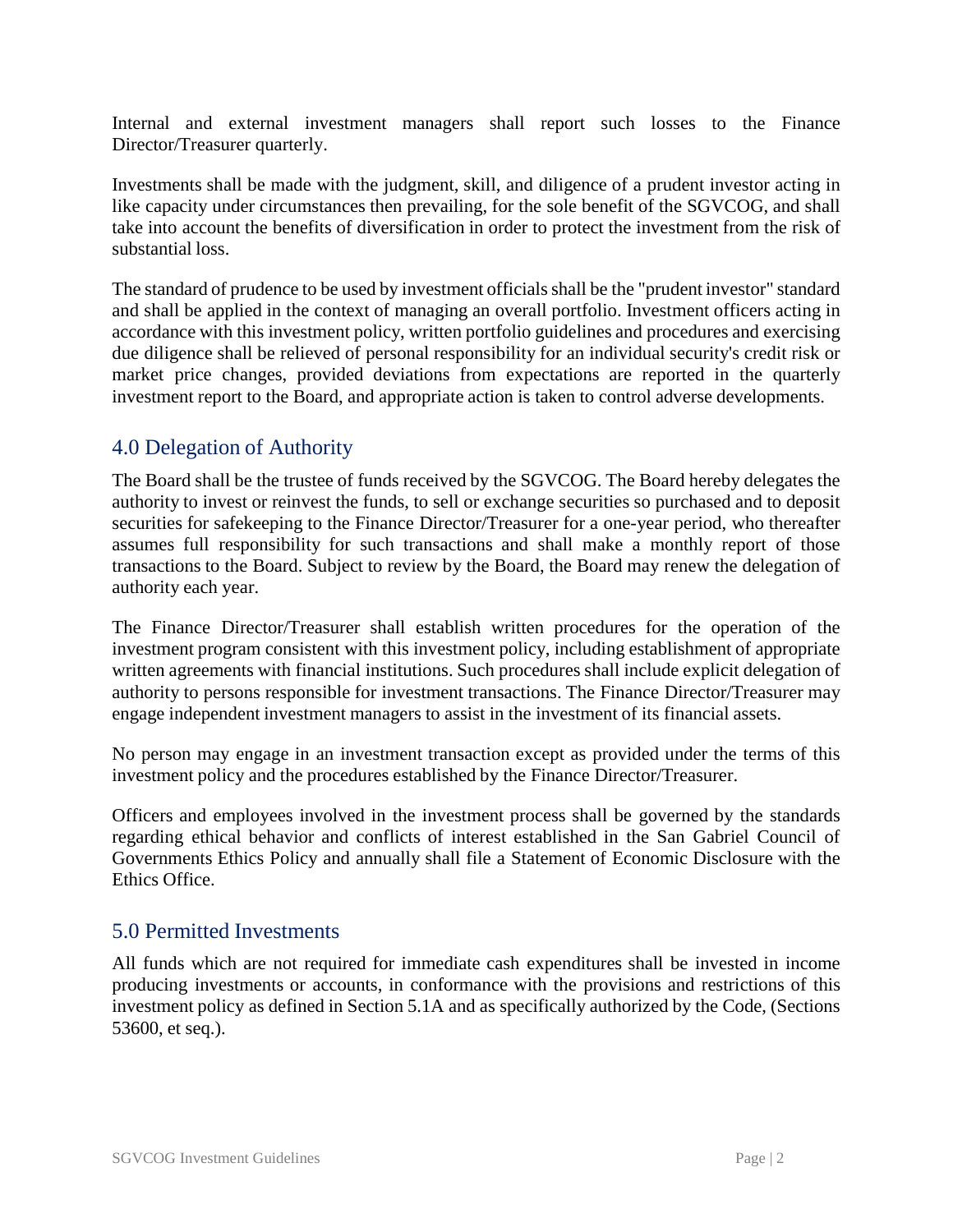Internal and external investment managers shall report such losses to the Finance Director/Treasurer quarterly.

Investments shall be made with the judgment, skill, and diligence of a prudent investor acting in like capacity under circumstances then prevailing, for the sole benefit of the SGVCOG, and shall take into account the benefits of diversification in order to protect the investment from the risk of substantial loss.

The standard of prudence to be used by investment officials shall be the "prudent investor" standard and shall be applied in the context of managing an overall portfolio. Investment officers acting in accordance with this investment policy, written portfolio guidelines and procedures and exercising due diligence shall be relieved of personal responsibility for an individual security's credit risk or market price changes, provided deviations from expectations are reported in the quarterly investment report to the Board, and appropriate action is taken to control adverse developments.

## 4.0 Delegation of Authority

The Board shall be the trustee of funds received by the SGVCOG. The Board hereby delegates the authority to invest or reinvest the funds, to sell or exchange securities so purchased and to deposit securities for safekeeping to the Finance Director/Treasurer for a one-year period, who thereafter assumes full responsibility for such transactions and shall make a monthly report of those transactions to the Board. Subject to review by the Board, the Board may renew the delegation of authority each year.

The Finance Director/Treasurer shall establish written procedures for the operation of the investment program consistent with this investment policy, including establishment of appropriate written agreements with financial institutions. Such procedures shall include explicit delegation of authority to persons responsible for investment transactions. The Finance Director/Treasurer may engage independent investment managers to assist in the investment of its financial assets.

No person may engage in an investment transaction except as provided under the terms of this investment policy and the procedures established by the Finance Director/Treasurer.

Officers and employees involved in the investment process shall be governed by the standards regarding ethical behavior and conflicts of interest established in the San Gabriel Council of Governments Ethics Policy and annually shall file a Statement of Economic Disclosure with the Ethics Office.

## 5.0 Permitted Investments

All funds which are not required for immediate cash expenditures shall be invested in income producing investments or accounts, in conformance with the provisions and restrictions of this investment policy as defined in Section 5.1A and as specifically authorized by the Code, (Sections 53600, et seq.).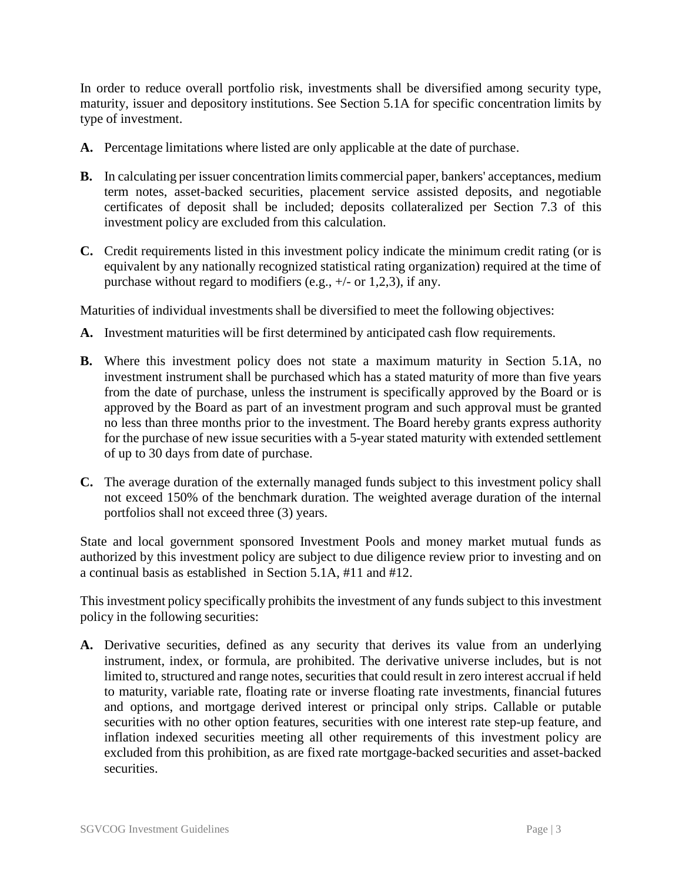In order to reduce overall portfolio risk, investments shall be diversified among security type, maturity, issuer and depository institutions. See Section 5.1A for specific concentration limits by type of investment.

**A.** Percentage limitations where listed are only applicable at the date of purchase.

**B.** In calculating per issuer concentration limits commercial paper, bankers' acceptances, medium term notes, asset-backed securities, placement service assisted deposits, and negotiable certificates of deposit shall be included; deposits collateralized per Section 7.3 of this investment policy are excluded from this calculation.

**C.** Credit requirements listed in this investment policy indicate the minimum credit rating (or is equivalent by any nationally recognized statistical rating organization) required at the time of purchase without regard to modifiers (e.g., +/- or 1,2,3), if any.

Maturities of individual investments shall be diversified to meet the following objectives:

**A.** Investment maturities will be first determined by anticipated cash flow requirements.

**B.** Where this investment policy does not state a maximum maturity in Section 5.1A, no investment instrument shall be purchased which has a stated maturity of more than five years from the date of purchase, unless the instrument is specifically approved by the Board or is approved by the Board as part of an investment program and such approval must be granted no less than three months prior to the investment. The Board hereby grants express authority for the purchase of new issue securities with a 5-year stated maturity with extended settlement of up to 30 days from date of purchase.

**C.** The average duration of the externally managed funds subject to this investment policy shall not exceed 150% of the benchmark duration. The weighted average duration of the internal portfolios shall not exceed three (3) years.

State and local government sponsored Investment Pools and money market mutual funds as authorized by this investment policy are subject to due diligence review prior to investing and on a continual basis as established in Section 5.1A, #11 and #12.

This investment policy specifically prohibits the investment of any funds subject to this investment policy in the following securities:

**A.** Derivative securities, defined as any security that derives its value from an underlying instrument, index, or formula, are prohibited. The derivative universe includes, but is not limited to, structured and range notes, securities that could result in zero interest accrual if held to maturity, variable rate, floating rate or inverse floating rate investments, financial futures and options, and mortgage derived interest or principal only strips. Callable or putable securities with no other option features, securities with one interest rate step-up feature, and inflation indexed securities meeting all other requirements of this investment policy are excluded from this prohibition, as are fixed rate mortgage-backed securities and asset-backed securities.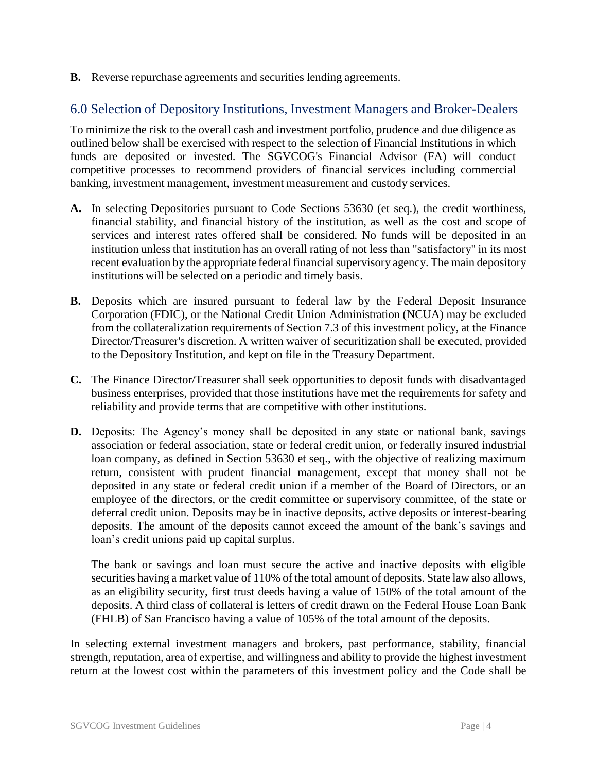**B.** Reverse repurchase agreements and securities lending agreements.

## 6.0 Selection of Depository Institutions, Investment Managers and Broker-Dealers

To minimize the risk to the overall cash and investment portfolio, prudence and due diligence as outlined below shall be exercised with respect to the selection of Financial Institutions in which funds are deposited or invested. The SGVCOG's Financial Advisor (FA) will conduct competitive processes to recommend providers of financial services including commercial banking, investment management, investment measurement and custody services.

**A.** In selecting Depositories pursuant to Code Sections 53630 (et seq.), the credit worthiness, financial stability, and financial history of the institution, as well as the cost and scope of services and interest rates offered shall be considered. No funds will be deposited in an institution unless that institution has an overall rating of not less than "satisfactory" in its most recent evaluation by the appropriate federal financial supervisory agency. The main depository institutions will be selected on a periodic and timely basis.

**B.** Deposits which are insured pursuant to federal law by the Federal Deposit Insurance Corporation (FDIC), or the National Credit Union Administration (NCUA) may be excluded from the collateralization requirements of Section 7.3 of this investment policy, at the Finance Director/Treasurer's discretion. A written waiver of securitization shall be executed, provided to the Depository Institution, and kept on file in the Treasury Department.

**C.** The Finance Director/Treasurer shall seek opportunities to deposit funds with disadvantaged business enterprises, provided that those institutions have met the requirements for safety and reliability and provide terms that are competitive with other institutions.

**D.** Deposits: The Agency's money shall be deposited in any state or national bank, savings association or federal association, state or federal credit union, or federally insured industrial loan company, as defined in Section 53630 et seq., with the objective of realizing maximum return, consistent with prudent financial management, except that money shall not be deposited in any state or federal credit union if a member of the Board of Directors, or an employee of the directors, or the credit committee or supervisory committee, of the state or deferral credit union. Deposits may be in inactive deposits, active deposits or interest-bearing deposits. The amount of the deposits cannot exceed the amount of the bank's savings and loan's credit unions paid up capital surplus.

The bank or savings and loan must secure the active and inactive deposits with eligible securities having a market value of 110% of the total amount of deposits. State law also allows, as an eligibility security, first trust deeds having a value of 150% of the total amount of the deposits. A third class of collateral is letters of credit drawn on the Federal House Loan Bank (FHLB) of San Francisco having a value of 105% of the total amount of the deposits.

In selecting external investment managers and brokers, past performance, stability, financial strength, reputation, area of expertise, and willingness and ability to provide the highest investment return at the lowest cost within the parameters of this investment policy and the Code shall be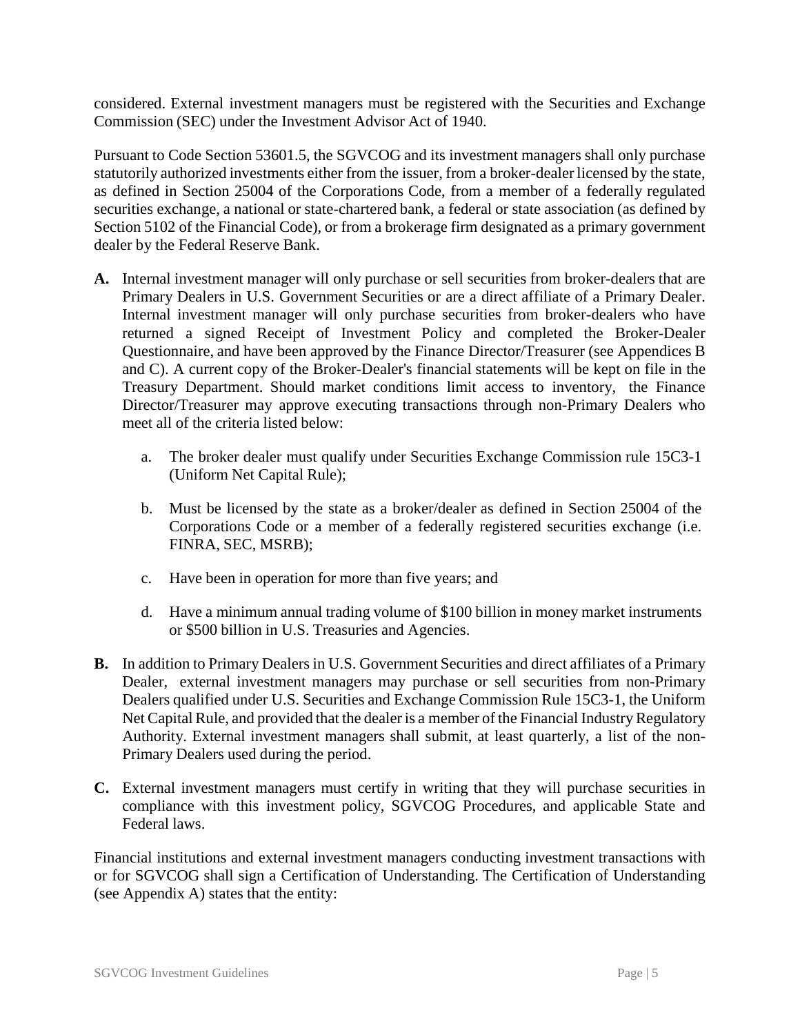considered. External investment managers must be registered with the Securities and Exchange Commission (SEC) under the Investment Advisor Act of 1940.

Pursuant to Code Section 53601.5, the SGVCOG and its investment managers shall only purchase statutorily authorized investments either from the issuer, from a broker-dealer licensed by the state, as defined in Section 25004 of the Corporations Code, from a member of a federally regulated securities exchange, a national or state-chartered bank, a federal or state association (as defined by Section 5102 of the Financial Code), or from a brokerage firm designated as a primary government dealer by the Federal Reserve Bank.

**A.** Internal investment manager will only purchase or sell securities from broker-dealers that are Primary Dealers in U.S. Government Securities or are a direct affiliate of a Primary Dealer. Internal investment manager will only purchase securities from broker-dealers who have returned a signed Receipt of Investment Policy and completed the Broker-Dealer Questionnaire, and have been approved by the Finance Director/Treasurer (see Appendices B and C). A current copy of the Broker-Dealer's financial statements will be kept on file in the Treasury Department. Should market conditions limit access to inventory, the Finance Director/Treasurer may approve executing transactions through non-Primary Dealers who meet all of the criteria listed below:

   a. The broker dealer must qualify under Securities Exchange Commission rule 15C3-1 (Uniform Net Capital Rule);

   b. Must be licensed by the state as a broker/dealer as defined in Section 25004 of the Corporations Code or a member of a federally registered securities exchange (i.e. FINRA, SEC, MSRB);

   c. Have been in operation for more than five years; and

   d. Have a minimum annual trading volume of $100 billion in money market instruments or $500 billion in U.S. Treasuries and Agencies.

**B.** In addition to Primary Dealers in U.S. Government Securities and direct affiliates of a Primary Dealer, external investment managers may purchase or sell securities from non-Primary Dealers qualified under U.S. Securities and Exchange Commission Rule 15C3-1, the Uniform Net Capital Rule, and provided that the dealer is a member of the Financial Industry Regulatory Authority. External investment managers shall submit, at least quarterly, a list of the non-Primary Dealers used during the period.

**C.** External investment managers must certify in writing that they will purchase securities in compliance with this investment policy, SGVCOG Procedures, and applicable State and Federal laws.

Financial institutions and external investment managers conducting investment transactions with or for SGVCOG shall sign a Certification of Understanding. The Certification of Understanding (see Appendix A) states that the entity: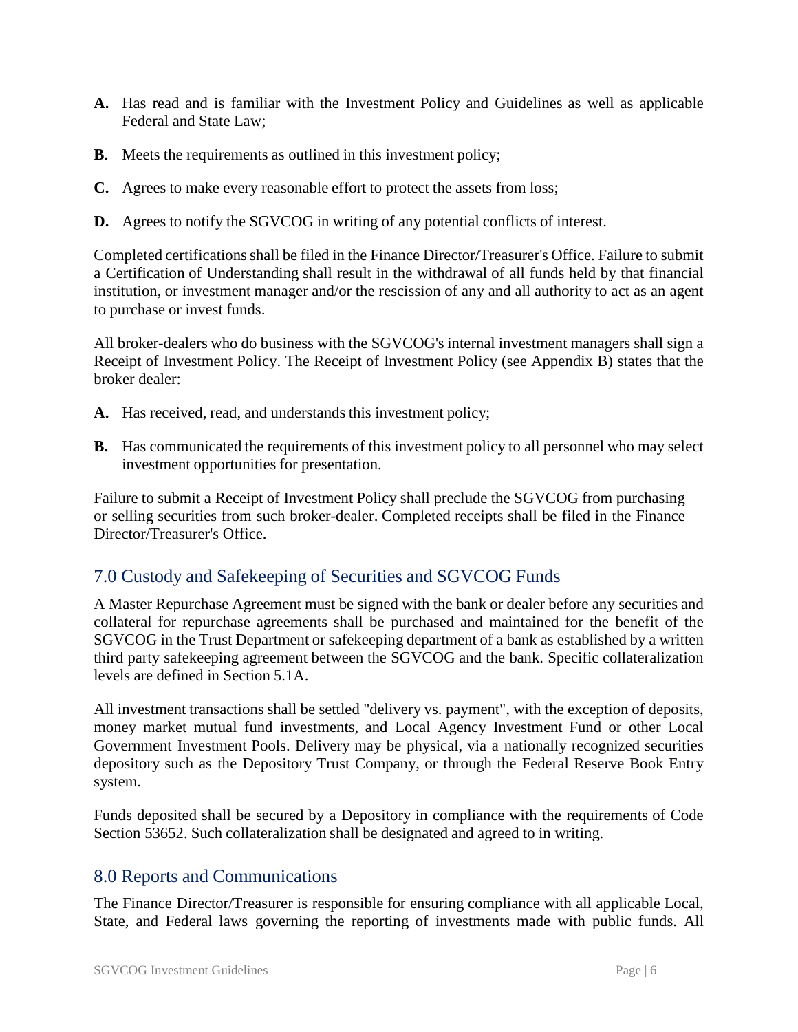**A.** Has read and is familiar with the Investment Policy and Guidelines as well as applicable Federal and State Law;

**B.** Meets the requirements as outlined in this investment policy;

**C.** Agrees to make every reasonable effort to protect the assets from loss;

**D.** Agrees to notify the SGVCOG in writing of any potential conflicts of interest.

Completed certifications shall be filed in the Finance Director/Treasurer's Office. Failure to submit a Certification of Understanding shall result in the withdrawal of all funds held by that financial institution, or investment manager and/or the rescission of any and all authority to act as an agent to purchase or invest funds.

All broker-dealers who do business with the SGVCOG's internal investment managers shall sign a Receipt of Investment Policy. The Receipt of Investment Policy (see Appendix B) states that the broker dealer:

**A.** Has received, read, and understands this investment policy;

**B.** Has communicated the requirements of this investment policy to all personnel who may select investment opportunities for presentation.

Failure to submit a Receipt of Investment Policy shall preclude the SGVCOG from purchasing or selling securities from such broker-dealer. Completed receipts shall be filed in the Finance Director/Treasurer's Office.

## 7.0 Custody and Safekeeping of Securities and SGVCOG Funds

A Master Repurchase Agreement must be signed with the bank or dealer before any securities and collateral for repurchase agreements shall be purchased and maintained for the benefit of the SGVCOG in the Trust Department or safekeeping department of a bank as established by a written third party safekeeping agreement between the SGVCOG and the bank. Specific collateralization levels are defined in Section 5.1A.

All investment transactions shall be settled "delivery vs. payment", with the exception of deposits, money market mutual fund investments, and Local Agency Investment Fund or other Local Government Investment Pools. Delivery may be physical, via a nationally recognized securities depository such as the Depository Trust Company, or through the Federal Reserve Book Entry system.

Funds deposited shall be secured by a Depository in compliance with the requirements of Code Section 53652. Such collateralization shall be designated and agreed to in writing.

## 8.0 Reports and Communications

The Finance Director/Treasurer is responsible for ensuring compliance with all applicable Local, State, and Federal laws governing the reporting of investments made with public funds. All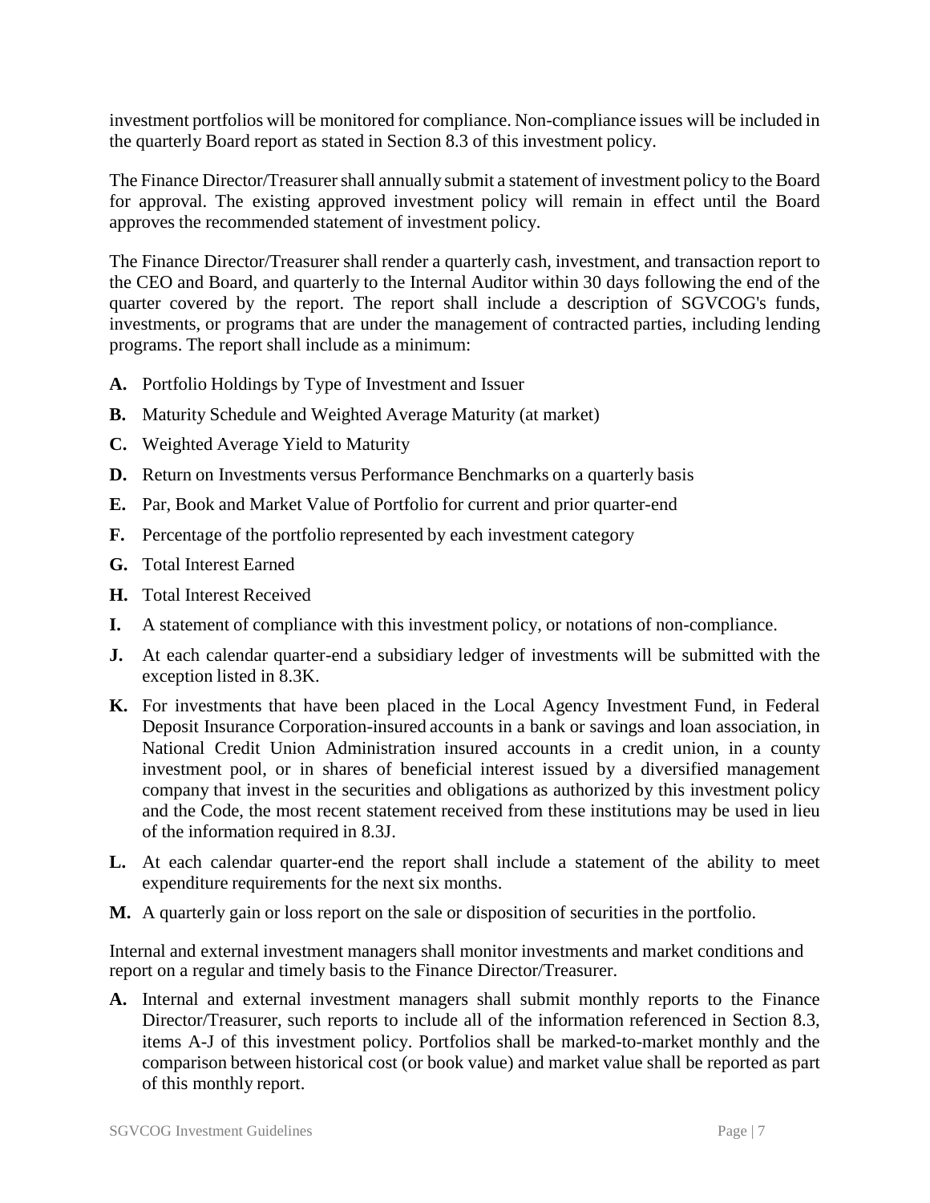investment portfolios will be monitored for compliance. Non-compliance issues will be included in the quarterly Board report as stated in Section 8.3 of this investment policy.

The Finance Director/Treasurer shall annually submit a statement of investment policy to the Board for approval. The existing approved investment policy will remain in effect until the Board approves the recommended statement of investment policy.

The Finance Director/Treasurer shall render a quarterly cash, investment, and transaction report to the CEO and Board, and quarterly to the Internal Auditor within 30 days following the end of the quarter covered by the report. The report shall include a description of SGVCOG's funds, investments, or programs that are under the management of contracted parties, including lending programs. The report shall include as a minimum:

**A.** Portfolio Holdings by Type of Investment and Issuer

**B.** Maturity Schedule and Weighted Average Maturity (at market)

**C.** Weighted Average Yield to Maturity

**D.** Return on Investments versus Performance Benchmarks on a quarterly basis

**E.** Par, Book and Market Value of Portfolio for current and prior quarter-end

**F.** Percentage of the portfolio represented by each investment category

**G.** Total Interest Earned

**H.** Total Interest Received

**I.** A statement of compliance with this investment policy, or notations of non-compliance.

**J.** At each calendar quarter-end a subsidiary ledger of investments will be submitted with the exception listed in 8.3K.

**K.** For investments that have been placed in the Local Agency Investment Fund, in Federal Deposit Insurance Corporation-insured accounts in a bank or savings and loan association, in National Credit Union Administration insured accounts in a credit union, in a county investment pool, or in shares of beneficial interest issued by a diversified management company that invest in the securities and obligations as authorized by this investment policy and the Code, the most recent statement received from these institutions may be used in lieu of the information required in 8.3J.

**L.** At each calendar quarter-end the report shall include a statement of the ability to meet expenditure requirements for the next six months.

**M.** A quarterly gain or loss report on the sale or disposition of securities in the portfolio.

Internal and external investment managers shall monitor investments and market conditions and report on a regular and timely basis to the Finance Director/Treasurer.

**A.** Internal and external investment managers shall submit monthly reports to the Finance Director/Treasurer, such reports to include all of the information referenced in Section 8.3, items A-J of this investment policy. Portfolios shall be marked-to-market monthly and the comparison between historical cost (or book value) and market value shall be reported as part of this monthly report.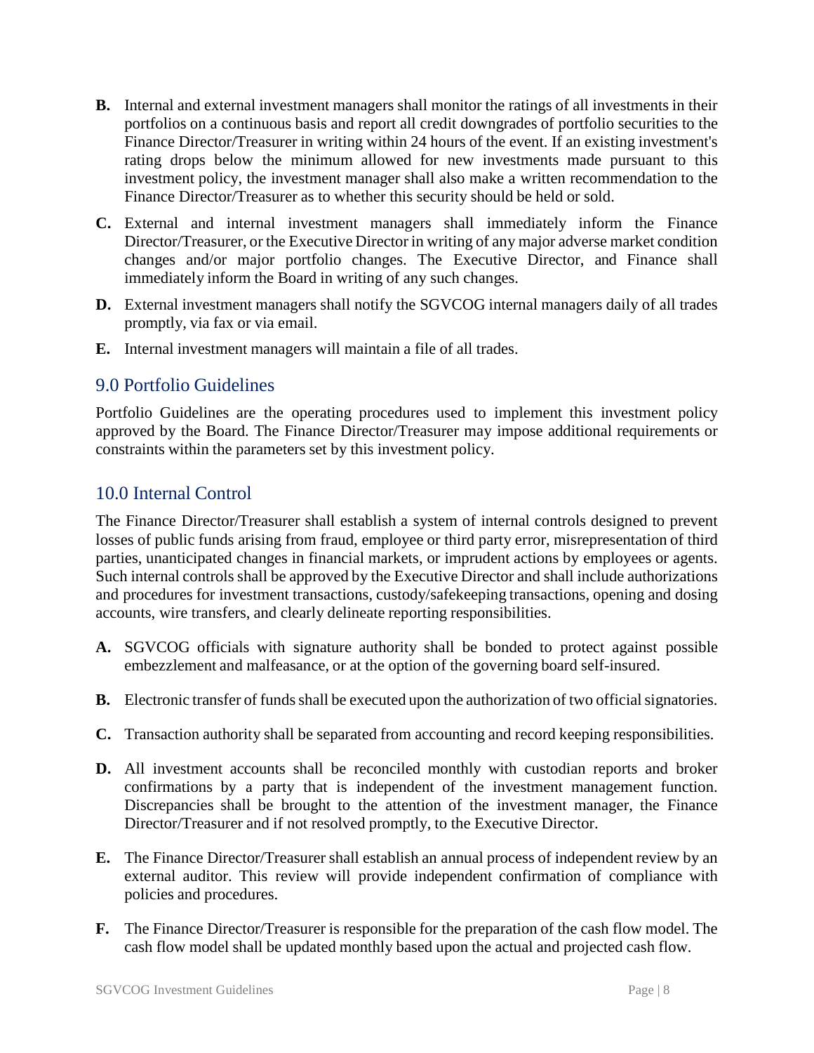**B.** Internal and external investment managers shall monitor the ratings of all investments in their portfolios on a continuous basis and report all credit downgrades of portfolio securities to the Finance Director/Treasurer in writing within 24 hours of the event. If an existing investment's rating drops below the minimum allowed for new investments made pursuant to this investment policy, the investment manager shall also make a written recommendation to the Finance Director/Treasurer as to whether this security should be held or sold.

**C.** External and internal investment managers shall immediately inform the Finance Director/Treasurer, or the Executive Director in writing of any major adverse market condition changes and/or major portfolio changes. The Executive Director, and Finance shall immediately inform the Board in writing of any such changes.

**D.** External investment managers shall notify the SGVCOG internal managers daily of all trades promptly, via fax or via email.

**E.** Internal investment managers will maintain a file of all trades.

## 9.0 Portfolio Guidelines

Portfolio Guidelines are the operating procedures used to implement this investment policy approved by the Board. The Finance Director/Treasurer may impose additional requirements or constraints within the parameters set by this investment policy.

## 10.0 Internal Control

The Finance Director/Treasurer shall establish a system of internal controls designed to prevent losses of public funds arising from fraud, employee or third party error, misrepresentation of third parties, unanticipated changes in financial markets, or imprudent actions by employees or agents. Such internal controls shall be approved by the Executive Director and shall include authorizations and procedures for investment transactions, custody/safekeeping transactions, opening and dosing accounts, wire transfers, and clearly delineate reporting responsibilities.

**A.** SGVCOG officials with signature authority shall be bonded to protect against possible embezzlement and malfeasance, or at the option of the governing board self-insured.

**B.** Electronic transfer of funds shall be executed upon the authorization of two official signatories.

**C.** Transaction authority shall be separated from accounting and record keeping responsibilities.

**D.** All investment accounts shall be reconciled monthly with custodian reports and broker confirmations by a party that is independent of the investment management function. Discrepancies shall be brought to the attention of the investment manager, the Finance Director/Treasurer and if not resolved promptly, to the Executive Director.

**E.** The Finance Director/Treasurer shall establish an annual process of independent review by an external auditor. This review will provide independent confirmation of compliance with policies and procedures.

**F.** The Finance Director/Treasurer is responsible for the preparation of the cash flow model. The cash flow model shall be updated monthly based upon the actual and projected cash flow.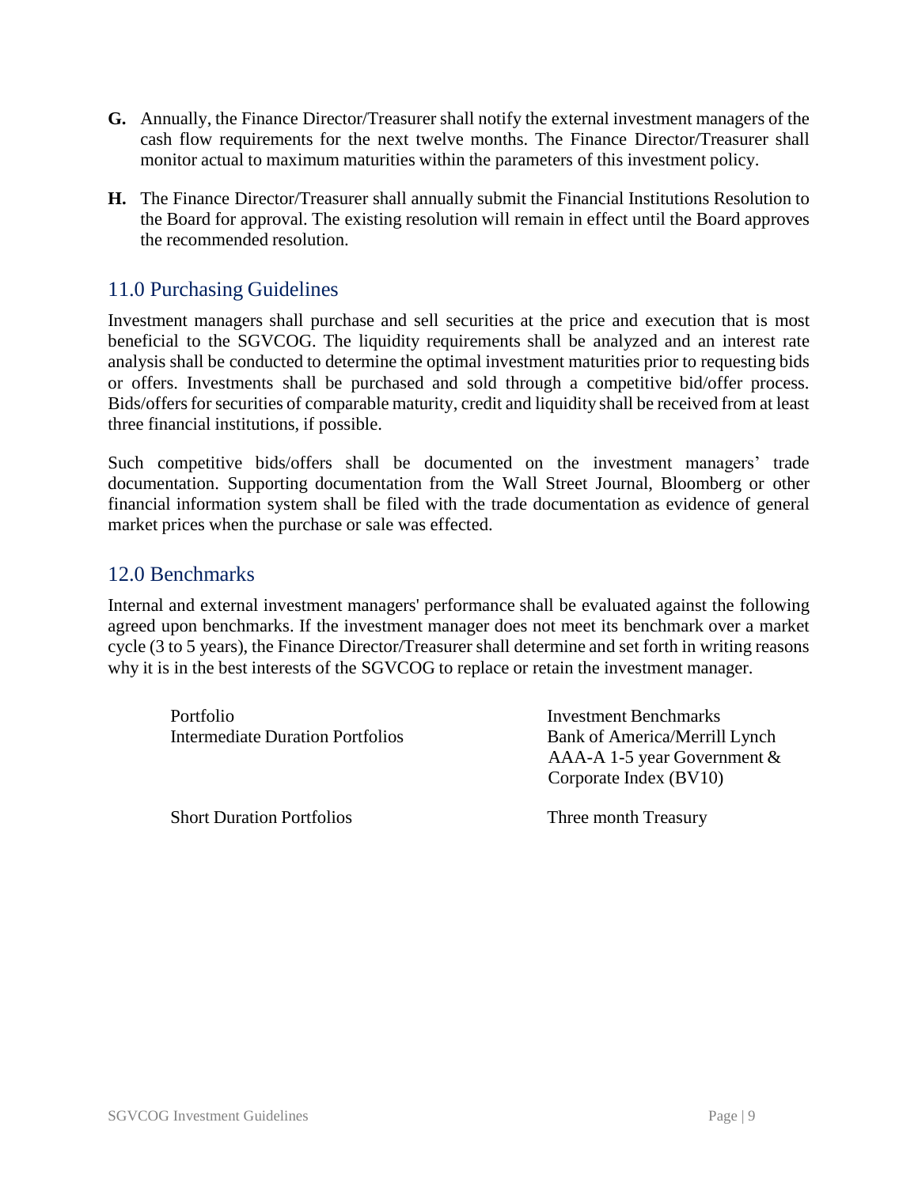**G.** Annually, the Finance Director/Treasurer shall notify the external investment managers of the cash flow requirements for the next twelve months. The Finance Director/Treasurer shall monitor actual to maximum maturities within the parameters of this investment policy.

**H.** The Finance Director/Treasurer shall annually submit the Financial Institutions Resolution to the Board for approval. The existing resolution will remain in effect until the Board approves the recommended resolution.

## 11.0 Purchasing Guidelines

Investment managers shall purchase and sell securities at the price and execution that is most beneficial to the SGVCOG. The liquidity requirements shall be analyzed and an interest rate analysis shall be conducted to determine the optimal investment maturities prior to requesting bids or offers. Investments shall be purchased and sold through a competitive bid/offer process. Bids/offers for securities of comparable maturity, credit and liquidity shall be received from at least three financial institutions, if possible.

Such competitive bids/offers shall be documented on the investment managers' trade documentation. Supporting documentation from the Wall Street Journal, Bloomberg or other financial information system shall be filed with the trade documentation as evidence of general market prices when the purchase or sale was effected.

## 12.0 Benchmarks

Internal and external investment managers' performance shall be evaluated against the following agreed upon benchmarks. If the investment manager does not meet its benchmark over a market cycle (3 to 5 years), the Finance Director/Treasurer shall determine and set forth in writing reasons why it is in the best interests of the SGVCOG to replace or retain the investment manager.

| Portfolio | Investment Benchmarks |
|---|---|
| Intermediate Duration Portfolios | Bank of America/Merrill Lynch AAA-A 1-5 year Government & Corporate Index (BV10) |
| Short Duration Portfolios | Three month Treasury |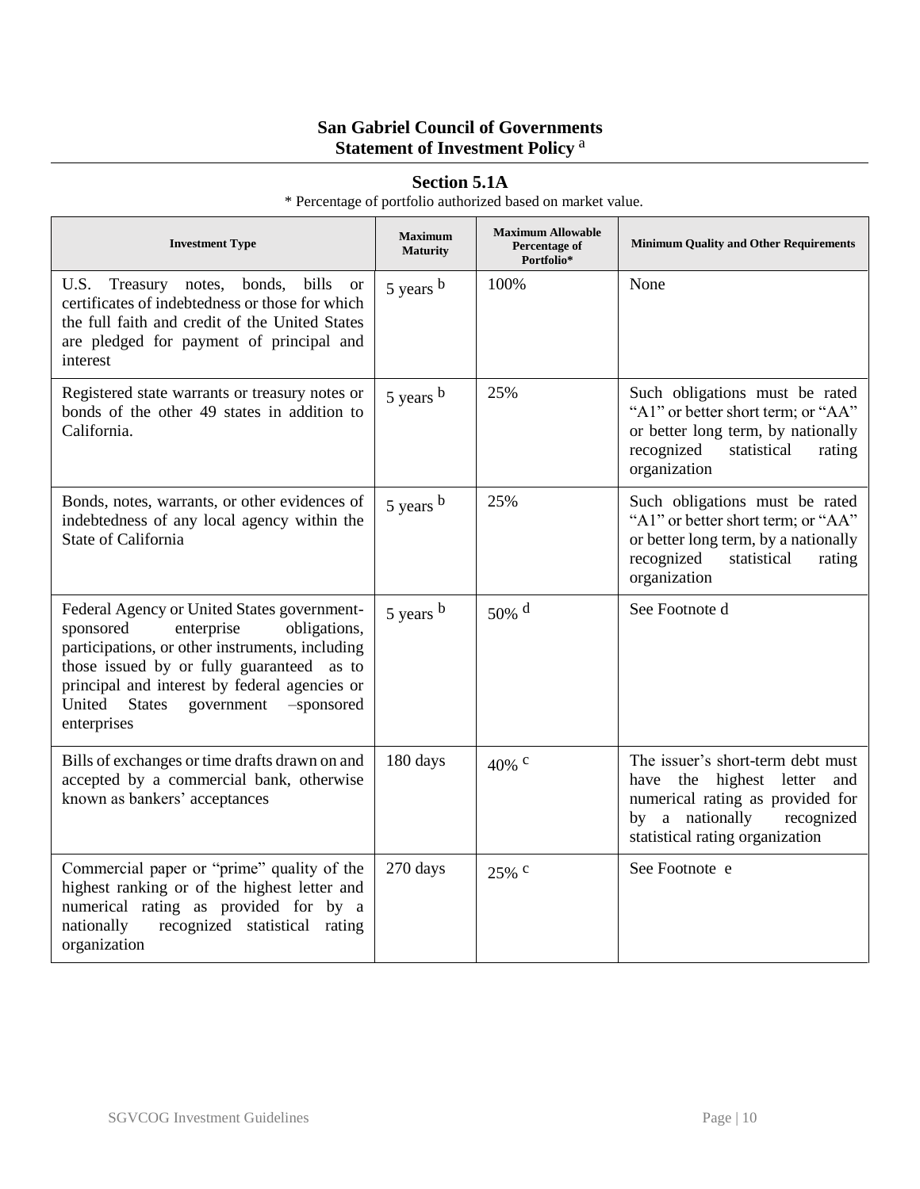# San Gabriel Council of Governments
## Statement of Investment Policy [a]

### Section 5.1A

\* Percentage of portfolio authorized based on market value.

| Investment Type | Maximum Maturity | Maximum Allowable Percentage of Portfolio* | Minimum Quality and Other Requirements |
|---|---|---|---|
| U.S. Treasury notes, bonds, bills or certificates of indebtedness or those for which the full faith and credit of the United States are pledged for payment of principal and interest | 5 years [b] | 100% | None |
| Registered state warrants or treasury notes or bonds of the other 49 states in addition to California. | 5 years [b] | 25% | Such obligations must be rated "A1" or better short term; or "AA" or better long term, by nationally recognized statistical rating organization |
| Bonds, notes, warrants, or other evidences of indebtedness of any local agency within the State of California | 5 years [b] | 25% | Such obligations must be rated "A1" or better short term; or "AA" or better long term, by a nationally recognized statistical rating organization |
| Federal Agency or United States government-sponsored enterprise obligations, participations, or other instruments, including those issued by or fully guaranteed as to principal and interest by federal agencies or United States government –sponsored enterprises | 5 years [b] | 50% [d] | See Footnote d |
| Bills of exchanges or time drafts drawn on and accepted by a commercial bank, otherwise known as bankers' acceptances | 180 days | 40% [c] | The issuer's short-term debt must have the highest letter and numerical rating as provided for by a nationally recognized statistical rating organization |
| Commercial paper or "prime" quality of the highest ranking or of the highest letter and numerical rating as provided for by a nationally recognized statistical rating organization | 270 days | 25% [c] | See Footnote e |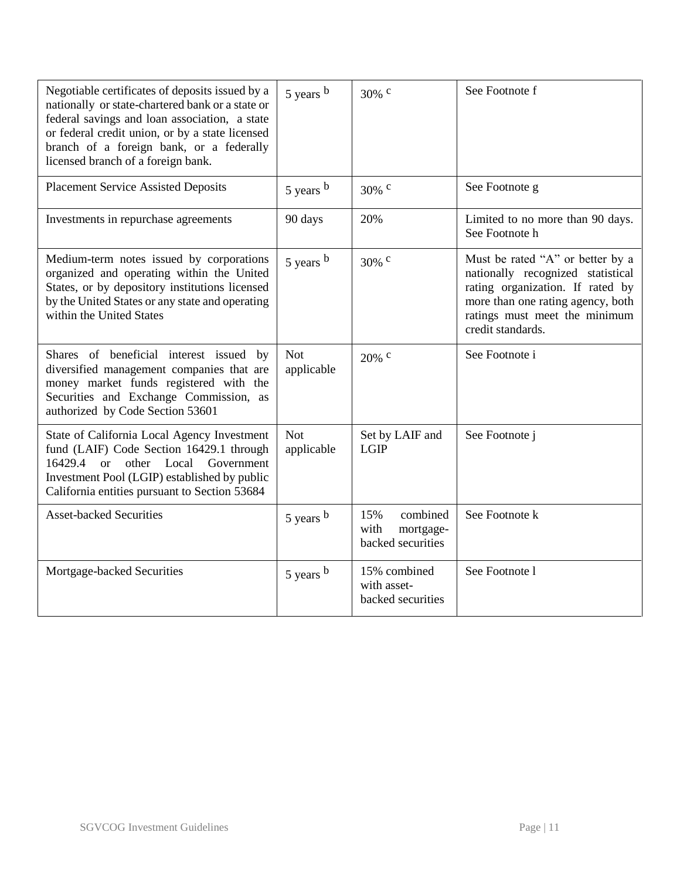| Negotiable certificates of deposits issued by a nationally or state-chartered bank or a state or federal savings and loan association, a state or federal credit union, or by a state licensed branch of a foreign bank, or a federally licensed branch of a foreign bank. | 5 years [b] | 30% [c] | See Footnote f |
|---|---|---|---|
| Placement Service Assisted Deposits | 5 years [b] | 30% [c] | See Footnote g |
| Investments in repurchase agreements | 90 days | 20% | Limited to no more than 90 days. See Footnote h |
| Medium-term notes issued by corporations organized and operating within the United States, or by depository institutions licensed by the United States or any state and operating within the United States | 5 years [b] | 30% [c] | Must be rated "A" or better by a nationally recognized statistical rating organization. If rated by more than one rating agency, both ratings must meet the minimum credit standards. |
| Shares of beneficial interest issued by diversified management companies that are money market funds registered with the Securities and Exchange Commission, as authorized by Code Section 53601 | Not applicable | 20% [c] | See Footnote i |
| State of California Local Agency Investment fund (LAIF) Code Section 16429.1 through 16429.4 or other Local Government Investment Pool (LGIP) established by public California entities pursuant to Section 53684 | Not applicable | Set by LAIF and LGIP | See Footnote j |
| Asset-backed Securities | 5 years [b] | 15% combined with mortgage-backed securities | See Footnote k |
| Mortgage-backed Securities | 5 years [b] | 15% combined with asset-backed securities | See Footnote l |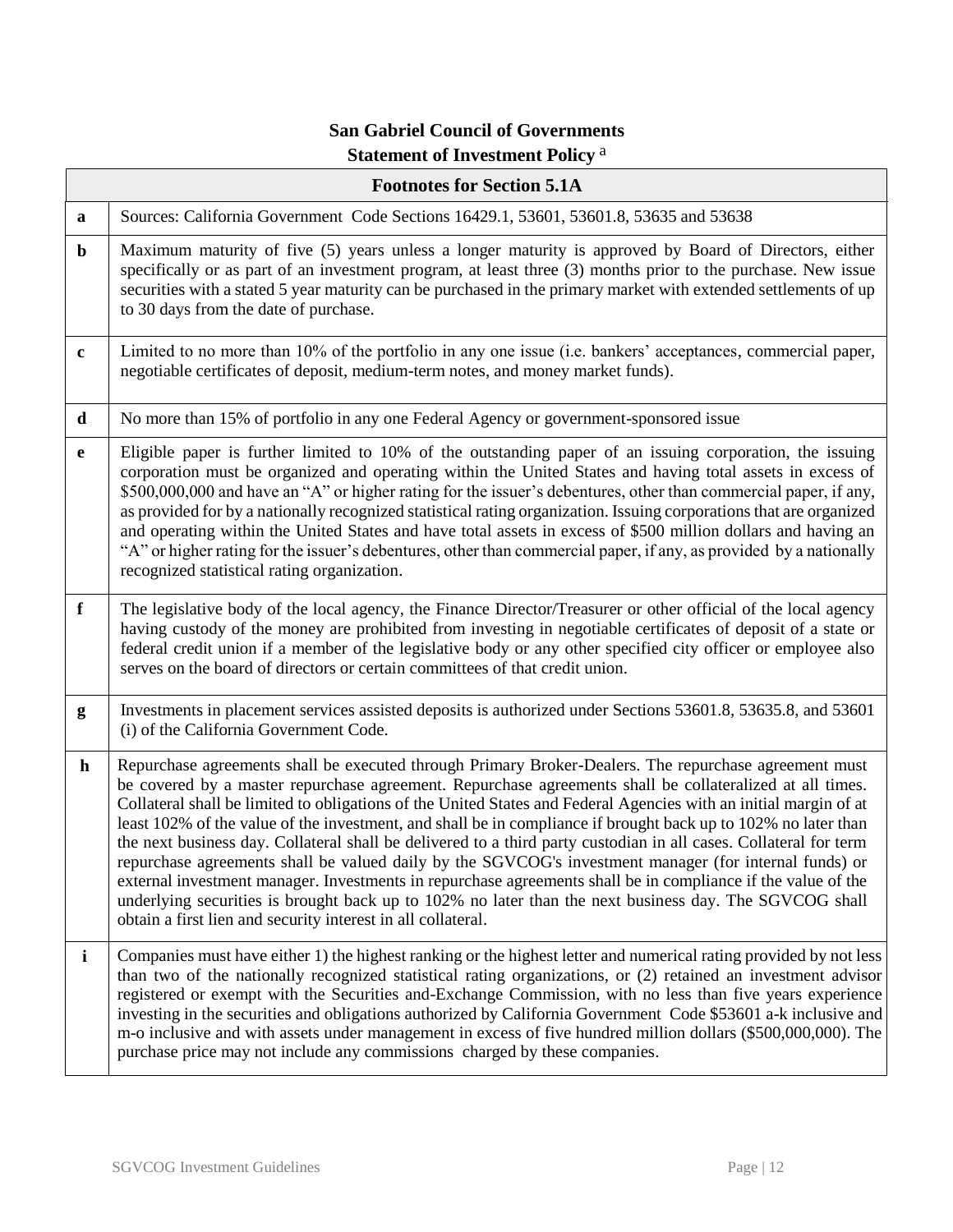# San Gabriel Council of Governments

## Statement of Investment Policy [a]

| Footnotes for Section 5.1A | |
|---|---|
| **a** | Sources: California Government Code Sections 16429.1, 53601, 53601.8, 53635 and 53638 |
| **b** | Maximum maturity of five (5) years unless a longer maturity is approved by Board of Directors, either specifically or as part of an investment program, at least three (3) months prior to the purchase. New issue securities with a stated 5 year maturity can be purchased in the primary market with extended settlements of up to 30 days from the date of purchase. |
| **c** | Limited to no more than 10% of the portfolio in any one issue (i.e. bankers' acceptances, commercial paper, negotiable certificates of deposit, medium-term notes, and money market funds). |
| **d** | No more than 15% of portfolio in any one Federal Agency or government-sponsored issue |
| **e** | Eligible paper is further limited to 10% of the outstanding paper of an issuing corporation, the issuing corporation must be organized and operating within the United States and having total assets in excess of $500,000,000 and have an "A" or higher rating for the issuer's debentures, other than commercial paper, if any, as provided for by a nationally recognized statistical rating organization. Issuing corporations that are organized and operating within the United States and have total assets in excess of $500 million dollars and having an "A" or higher rating for the issuer's debentures, other than commercial paper, if any, as provided by a nationally recognized statistical rating organization. |
| **f** | The legislative body of the local agency, the Finance Director/Treasurer or other official of the local agency having custody of the money are prohibited from investing in negotiable certificates of deposit of a state or federal credit union if a member of the legislative body or any other specified city officer or employee also serves on the board of directors or certain committees of that credit union. |
| **g** | Investments in placement services assisted deposits is authorized under Sections 53601.8, 53635.8, and 53601 (i) of the California Government Code. |
| **h** | Repurchase agreements shall be executed through Primary Broker-Dealers. The repurchase agreement must be covered by a master repurchase agreement. Repurchase agreements shall be collateralized at all times. Collateral shall be limited to obligations of the United States and Federal Agencies with an initial margin of at least 102% of the value of the investment, and shall be in compliance if brought back up to 102% no later than the next business day. Collateral shall be delivered to a third party custodian in all cases. Collateral for term repurchase agreements shall be valued daily by the SGVCOG's investment manager (for internal funds) or external investment manager. Investments in repurchase agreements shall be in compliance if the value of the underlying securities is brought back up to 102% no later than the next business day. The SGVCOG shall obtain a first lien and security interest in all collateral. |
| **i** | Companies must have either 1) the highest ranking or the highest letter and numerical rating provided by not less than two of the nationally recognized statistical rating organizations, or (2) retained an investment advisor registered or exempt with the Securities and-Exchange Commission, with no less than five years experience investing in the securities and obligations authorized by California Government Code $53601 a-k inclusive and m-o inclusive and with assets under management in excess of five hundred million dollars ($500,000,000). The purchase price may not include any commissions charged by these companies. |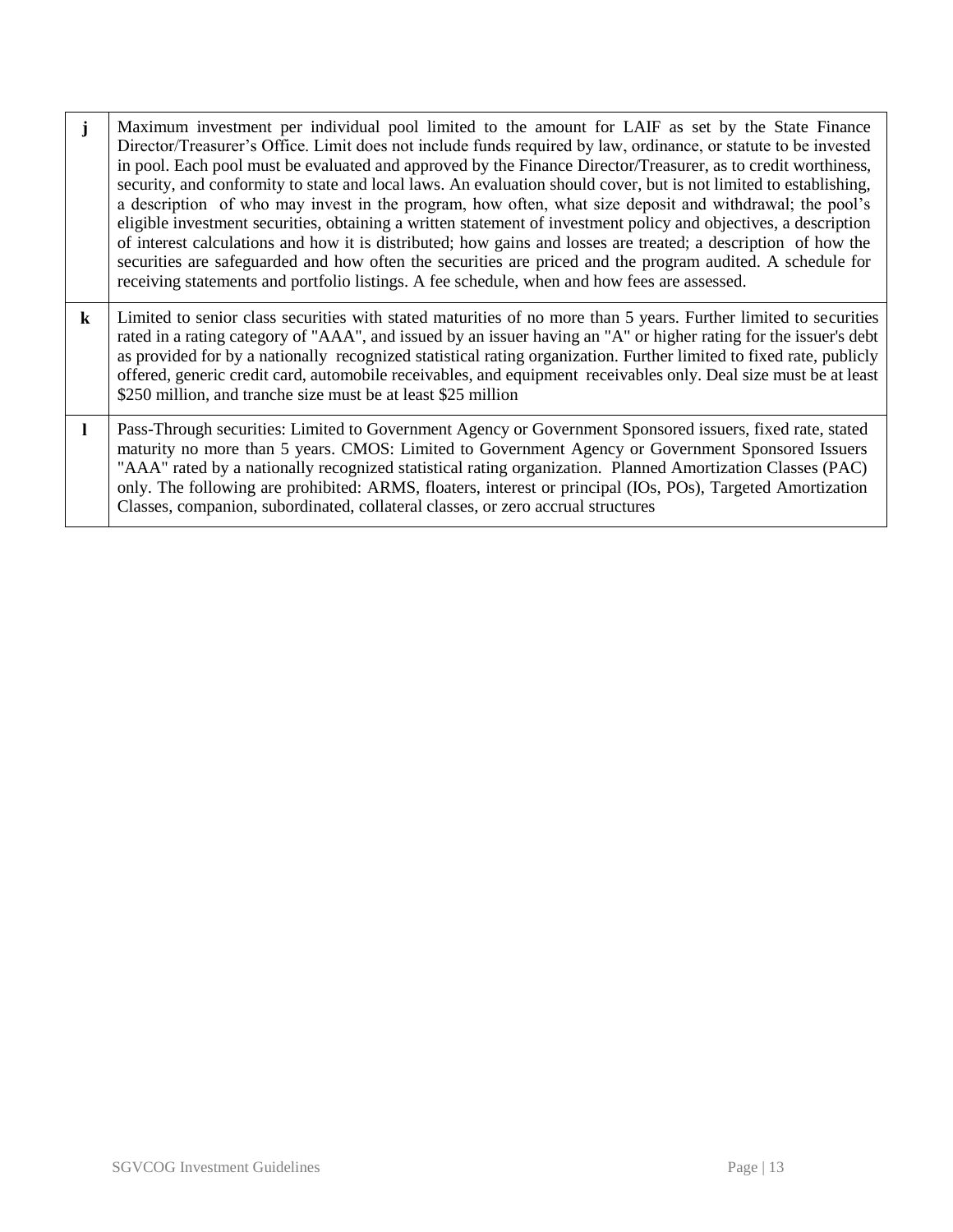| | |
|---|---|
| **j** | Maximum investment per individual pool limited to the amount for LAIF as set by the State Finance Director/Treasurer's Office. Limit does not include funds required by law, ordinance, or statute to be invested in pool. Each pool must be evaluated and approved by the Finance Director/Treasurer, as to credit worthiness, security, and conformity to state and local laws. An evaluation should cover, but is not limited to establishing, a description of who may invest in the program, how often, what size deposit and withdrawal; the pool's eligible investment securities, obtaining a written statement of investment policy and objectives, a description of interest calculations and how it is distributed; how gains and losses are treated; a description of how the securities are safeguarded and how often the securities are priced and the program audited. A schedule for receiving statements and portfolio listings. A fee schedule, when and how fees are assessed. |
| **k** | Limited to senior class securities with stated maturities of no more than 5 years. Further limited to securities rated in a rating category of "AAA", and issued by an issuer having an "A" or higher rating for the issuer's debt as provided for by a nationally recognized statistical rating organization. Further limited to fixed rate, publicly offered, generic credit card, automobile receivables, and equipment receivables only. Deal size must be at least $250 million, and tranche size must be at least $25 million |
| **l** | Pass-Through securities: Limited to Government Agency or Government Sponsored issuers, fixed rate, stated maturity no more than 5 years. CMOS: Limited to Government Agency or Government Sponsored Issuers "AAA" rated by a nationally recognized statistical rating organization. Planned Amortization Classes (PAC) only. The following are prohibited: ARMS, floaters, interest or principal (IOs, POs), Targeted Amortization Classes, companion, subordinated, collateral classes, or zero accrual structures |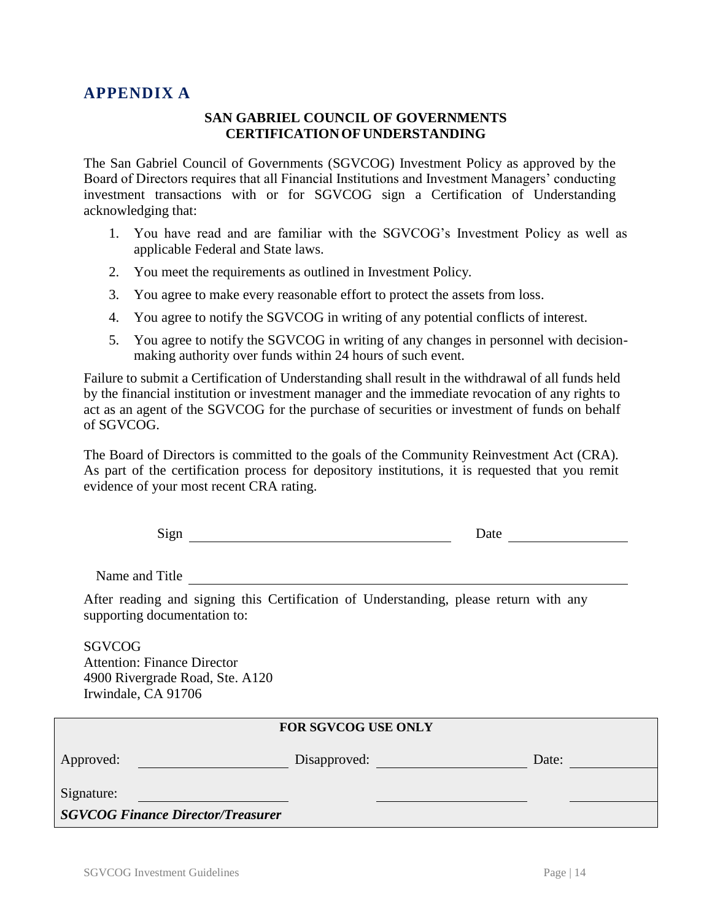## APPENDIX A

**SAN GABRIEL COUNCIL OF GOVERNMENTS**
**CERTIFICATION OF UNDERSTANDING**

The San Gabriel Council of Governments (SGVCOG) Investment Policy as approved by the Board of Directors requires that all Financial Institutions and Investment Managers' conducting investment transactions with or for SGVCOG sign a Certification of Understanding acknowledging that:

1. You have read and are familiar with the SGVCOG's Investment Policy as well as applicable Federal and State laws.
2. You meet the requirements as outlined in Investment Policy.
3. You agree to make every reasonable effort to protect the assets from loss.
4. You agree to notify the SGVCOG in writing of any potential conflicts of interest.
5. You agree to notify the SGVCOG in writing of any changes in personnel with decision-making authority over funds within 24 hours of such event.

Failure to submit a Certification of Understanding shall result in the withdrawal of all funds held by the financial institution or investment manager and the immediate revocation of any rights to act as an agent of the SGVCOG for the purchase of securities or investment of funds on behalf of SGVCOG.

The Board of Directors is committed to the goals of the Community Reinvestment Act (CRA). As part of the certification process for depository institutions, it is requested that you remit evidence of your most recent CRA rating.

Sign ______________________________ Date ______________

Name and Title ______________________________________________

After reading and signing this Certification of Understanding, please return with any supporting documentation to:

SGVCOG
Attention: Finance Director
4900 Rivergrade Road, Ste. A120
Irwindale, CA 91706

| FOR SGVCOG USE ONLY | | | | | |
|---|---|---|---|---|---|
| Approved: | ______________ | Disapproved: | ______________ | Date: | __________ |
| Signature: | ______________ | | ______________ | | __________ |
| ***SGVCOG Finance Director/Treasurer*** | | | | | |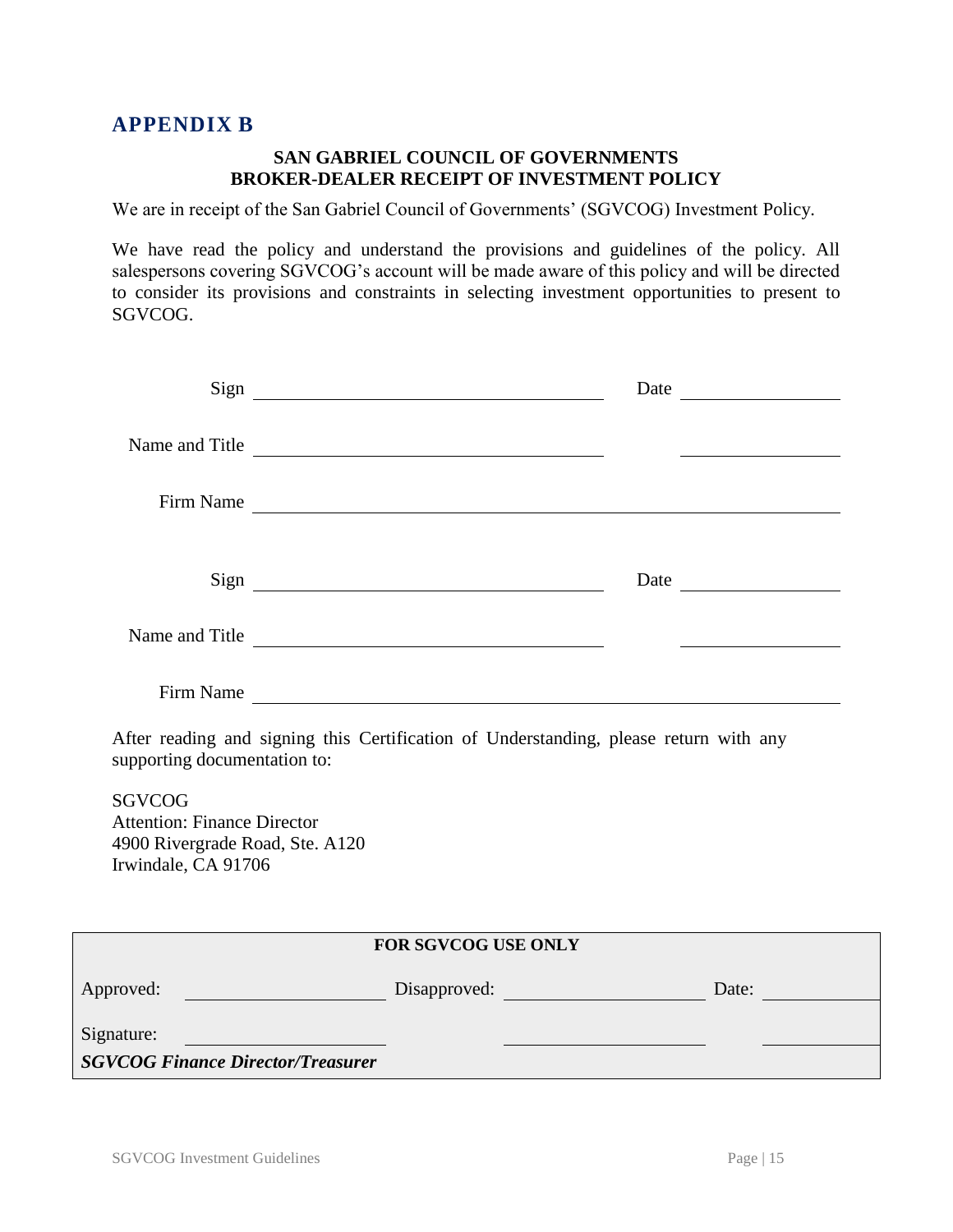## APPENDIX B

**SAN GABRIEL COUNCIL OF GOVERNMENTS**
**BROKER-DEALER RECEIPT OF INVESTMENT POLICY**

We are in receipt of the San Gabriel Council of Governments' (SGVCOG) Investment Policy.

We have read the policy and understand the provisions and guidelines of the policy. All salespersons covering SGVCOG's account will be made aware of this policy and will be directed to consider its provisions and constraints in selecting investment opportunities to present to SGVCOG.

Sign ______________________________ Date ______________

Name and Title ______________________________ ______________

Firm Name ______________________________________________

Sign ______________________________ Date ______________

Name and Title ______________________________ ______________

Firm Name ______________________________________________

After reading and signing this Certification of Understanding, please return with any supporting documentation to:

SGVCOG
Attention: Finance Director
4900 Rivergrade Road, Ste. A120
Irwindale, CA 91706

| FOR SGVCOG USE ONLY | | | | | |
|---|---|---|---|---|---|
| Approved: | ______________ | Disapproved: | ______________ | Date: | ______________ |
| Signature: | ______________ | | ______________ | | ______________ |
| ***SGVCOG Finance Director/Treasurer*** | | | | | |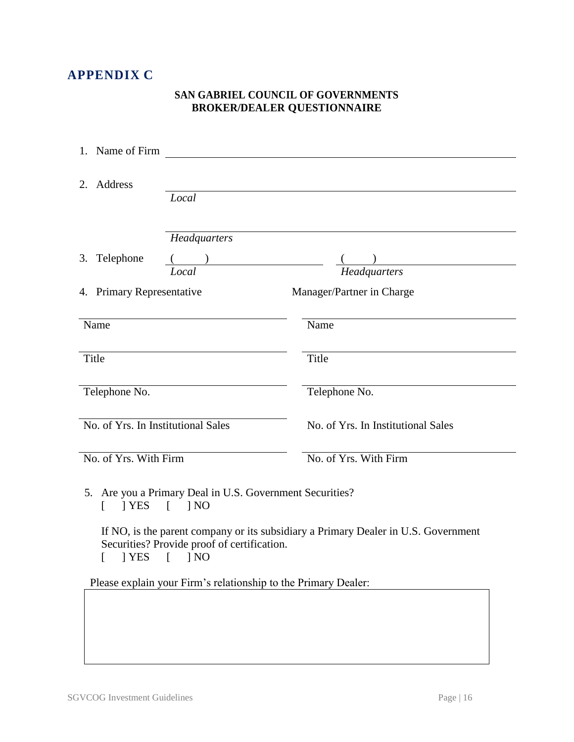## APPENDIX C

**SAN GABRIEL COUNCIL OF GOVERNMENTS**
**BROKER/DEALER QUESTIONNAIRE**

1. Name of Firm \_\_\_\_\_\_\_\_\_\_\_\_\_\_\_\_\_\_\_\_\_\_\_\_\_\_\_\_\_\_\_\_\_\_\_\_\_\_\_\_

2. Address \_\_\_\_\_\_\_\_\_\_\_\_\_\_\_\_\_\_\_\_\_\_\_\_\_\_\_\_\_\_\_\_\_\_\_\_\_\_\_\_
   *Local*

   \_\_\_\_\_\_\_\_\_\_\_\_\_\_\_\_\_\_\_\_\_\_\_\_\_\_\_\_\_\_\_\_\_\_\_\_\_\_\_\_
   *Headquarters*

3. Telephone ( ) \_\_\_\_\_\_\_\_\_\_\_\_\_\_\_\_ ( ) \_\_\_\_\_\_\_\_\_\_\_\_\_\_\_\_
   *Local* *Headquarters*

4. Primary Representative / Manager/Partner in Charge

| Primary Representative | Manager/Partner in Charge |
|---|---|
| Name | Name |
| Title | Title |
| Telephone No. | Telephone No. |
| No. of Yrs. In Institutional Sales | No. of Yrs. In Institutional Sales |
| No. of Yrs. With Firm | No. of Yrs. With Firm |

5. Are you a Primary Deal in U.S. Government Securities?
   [ ] YES [ ] NO

   If NO, is the parent company or its subsidiary a Primary Dealer in U.S. Government Securities? Provide proof of certification.
   [ ] YES [ ] NO

   Please explain your Firm's relationship to the Primary Dealer:

   \_\_\_\_\_\_\_\_\_\_\_\_\_\_\_\_\_\_\_\_\_\_\_\_\_\_\_\_\_\_\_\_\_\_\_\_\_\_\_\_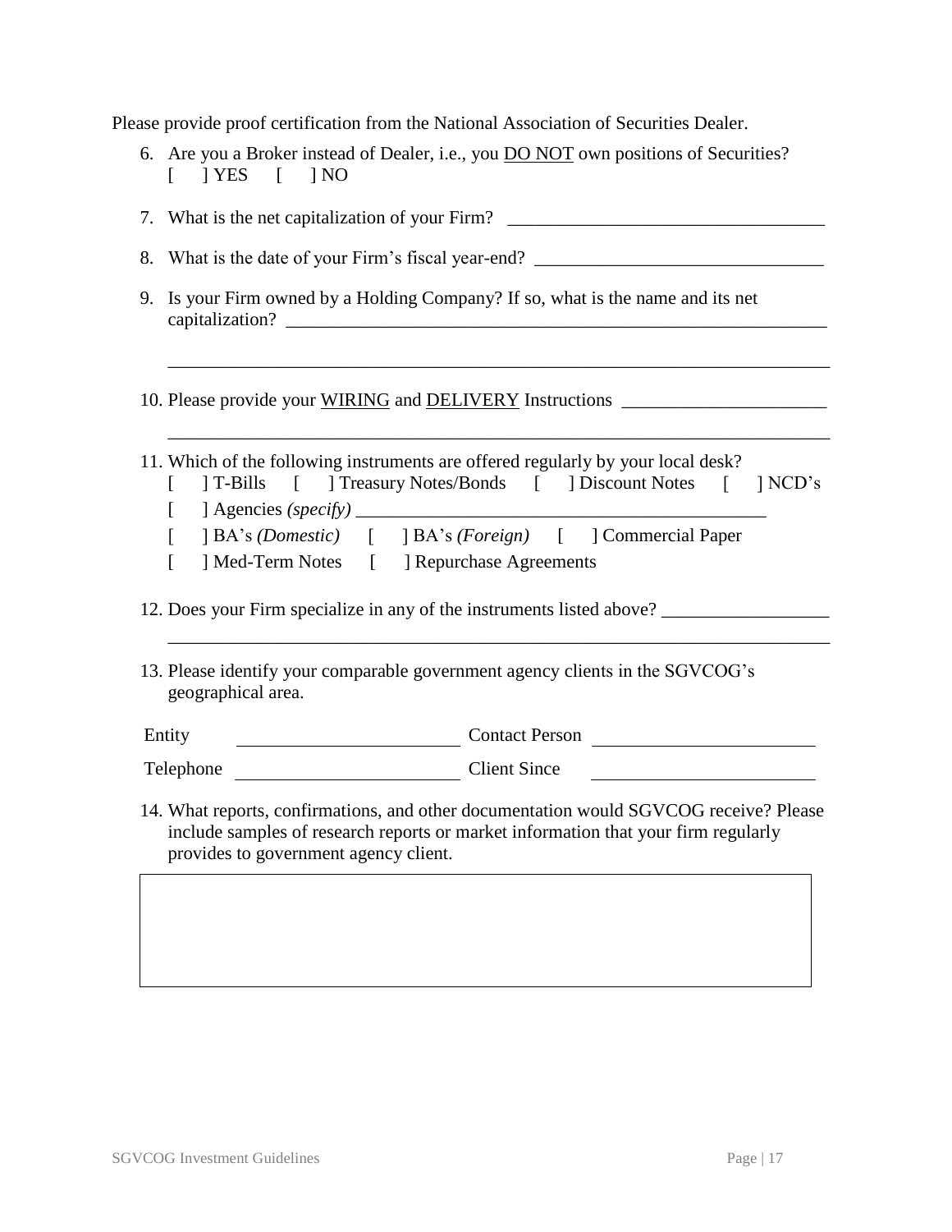Please provide proof certification from the National Association of Securities Dealer.

6. Are you a Broker instead of Dealer, i.e., you <u>DO NOT</u> own positions of Securities?
   [ ] YES [ ] NO

7. What is the net capitalization of your Firm? ________________________________

8. What is the date of your Firm's fiscal year-end? ________________________________

9. Is your Firm owned by a Holding Company? If so, what is the name and its net capitalization? ________________________________________________________________

   ________________________________________________________________________

10. Please provide your <u>WIRING</u> and <u>DELIVERY</u> Instructions ______________________

    ________________________________________________________________________

11. Which of the following instruments are offered regularly by your local desk?
    [ ] T-Bills [ ] Treasury Notes/Bonds [ ] Discount Notes [ ] NCD's
    [ ] Agencies *(specify)* ______________________________________________
    [ ] BA's *(Domestic)* [ ] BA's *(Foreign)* [ ] Commercial Paper
    [ ] Med-Term Notes [ ] Repurchase Agreements

12. Does your Firm specialize in any of the instruments listed above? __________________

    ________________________________________________________________________

13. Please identify your comparable government agency clients in the SGVCOG's geographical area.

| | | | |
|---|---|---|---|
| Entity | | Contact Person | |
| Telephone | | Client Since | |

14. What reports, confirmations, and other documentation would SGVCOG receive? Please include samples of research reports or market information that your firm regularly provides to government agency client.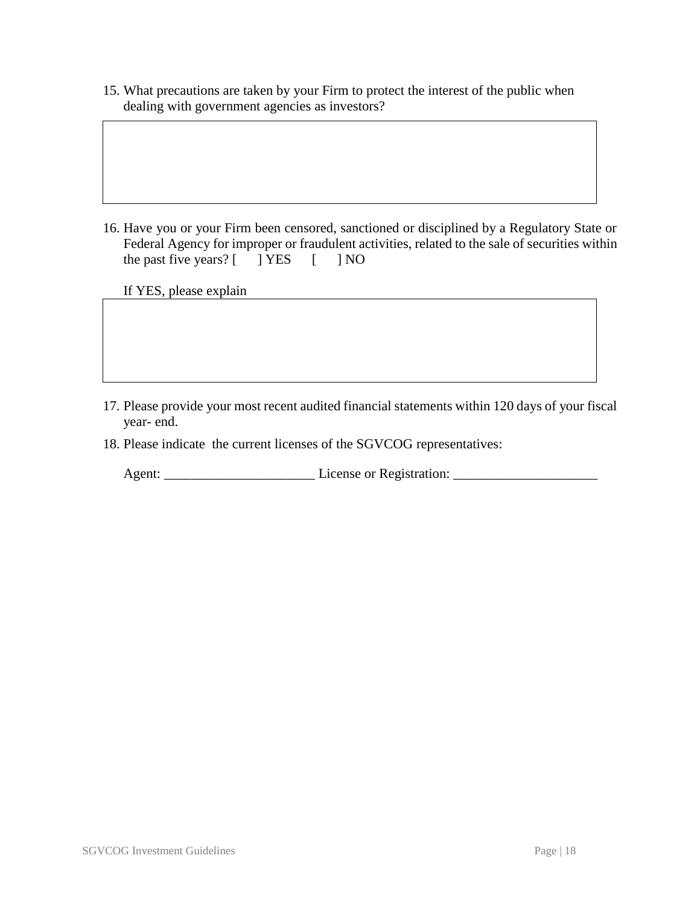15. What precautions are taken by your Firm to protect the interest of the public when dealing with government agencies as investors?

16. Have you or your Firm been censored, sanctioned or disciplined by a Regulatory State or Federal Agency for improper or fraudulent activities, related to the sale of securities within the past five years? [ ] YES [ ] NO

    If YES, please explain

17. Please provide your most recent audited financial statements within 120 days of your fiscal year- end.

18. Please indicate the current licenses of the SGVCOG representatives:

    Agent: ______________________ License or Registration: _____________________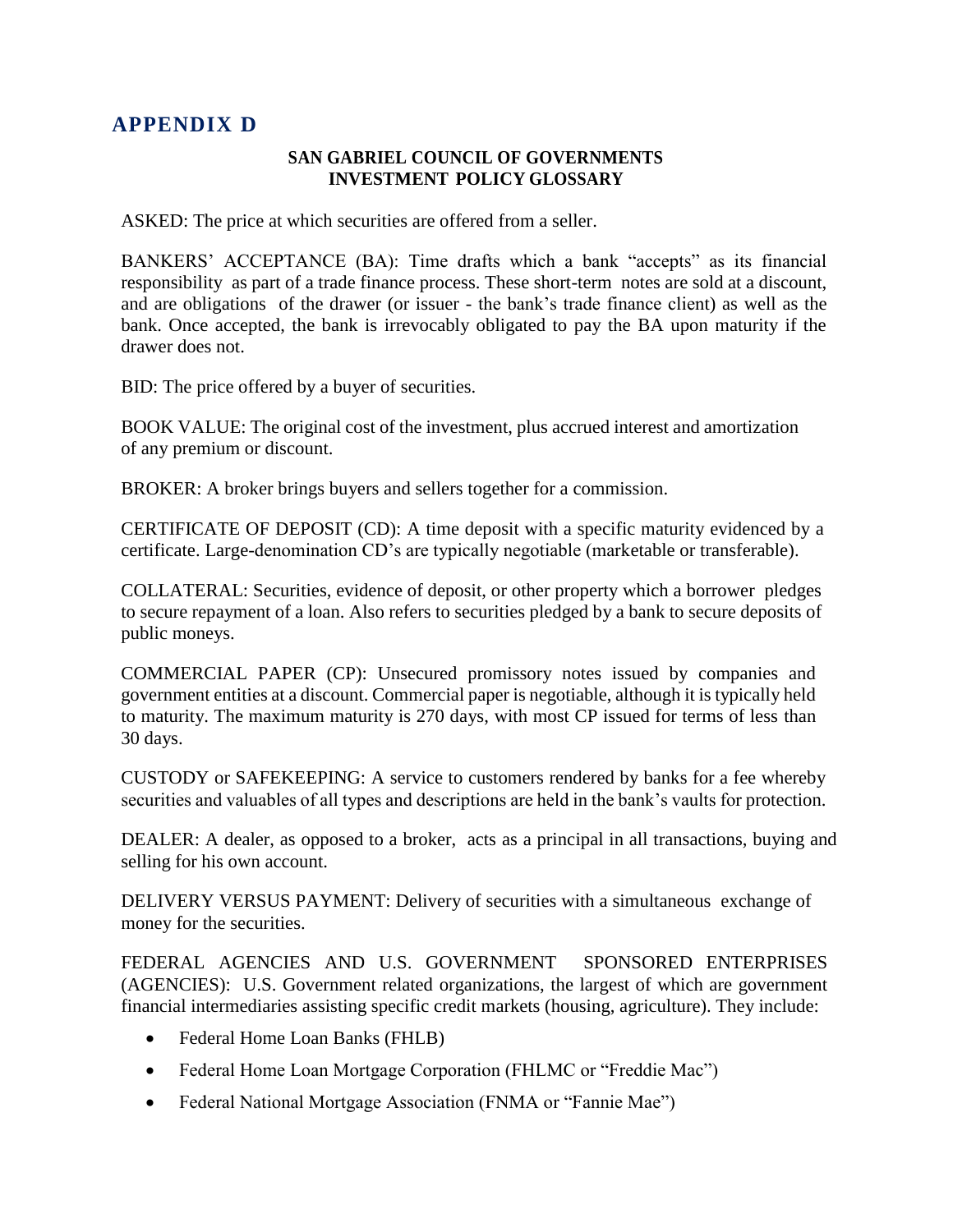## APPENDIX D

**SAN GABRIEL COUNCIL OF GOVERNMENTS**
**INVESTMENT POLICY GLOSSARY**

ASKED: The price at which securities are offered from a seller.

BANKERS' ACCEPTANCE (BA): Time drafts which a bank "accepts" as its financial responsibility as part of a trade finance process. These short-term notes are sold at a discount, and are obligations of the drawer (or issuer - the bank's trade finance client) as well as the bank. Once accepted, the bank is irrevocably obligated to pay the BA upon maturity if the drawer does not.

BID: The price offered by a buyer of securities.

BOOK VALUE: The original cost of the investment, plus accrued interest and amortization of any premium or discount.

BROKER: A broker brings buyers and sellers together for a commission.

CERTIFICATE OF DEPOSIT (CD): A time deposit with a specific maturity evidenced by a certificate. Large-denomination CD's are typically negotiable (marketable or transferable).

COLLATERAL: Securities, evidence of deposit, or other property which a borrower pledges to secure repayment of a loan. Also refers to securities pledged by a bank to secure deposits of public moneys.

COMMERCIAL PAPER (CP): Unsecured promissory notes issued by companies and government entities at a discount. Commercial paper is negotiable, although it is typically held to maturity. The maximum maturity is 270 days, with most CP issued for terms of less than 30 days.

CUSTODY or SAFEKEEPING: A service to customers rendered by banks for a fee whereby securities and valuables of all types and descriptions are held in the bank's vaults for protection.

DEALER: A dealer, as opposed to a broker, acts as a principal in all transactions, buying and selling for his own account.

DELIVERY VERSUS PAYMENT: Delivery of securities with a simultaneous exchange of money for the securities.

FEDERAL AGENCIES AND U.S. GOVERNMENT SPONSORED ENTERPRISES (AGENCIES): U.S. Government related organizations, the largest of which are government financial intermediaries assisting specific credit markets (housing, agriculture). They include:

- Federal Home Loan Banks (FHLB)
- Federal Home Loan Mortgage Corporation (FHLMC or "Freddie Mac")
- Federal National Mortgage Association (FNMA or "Fannie Mae")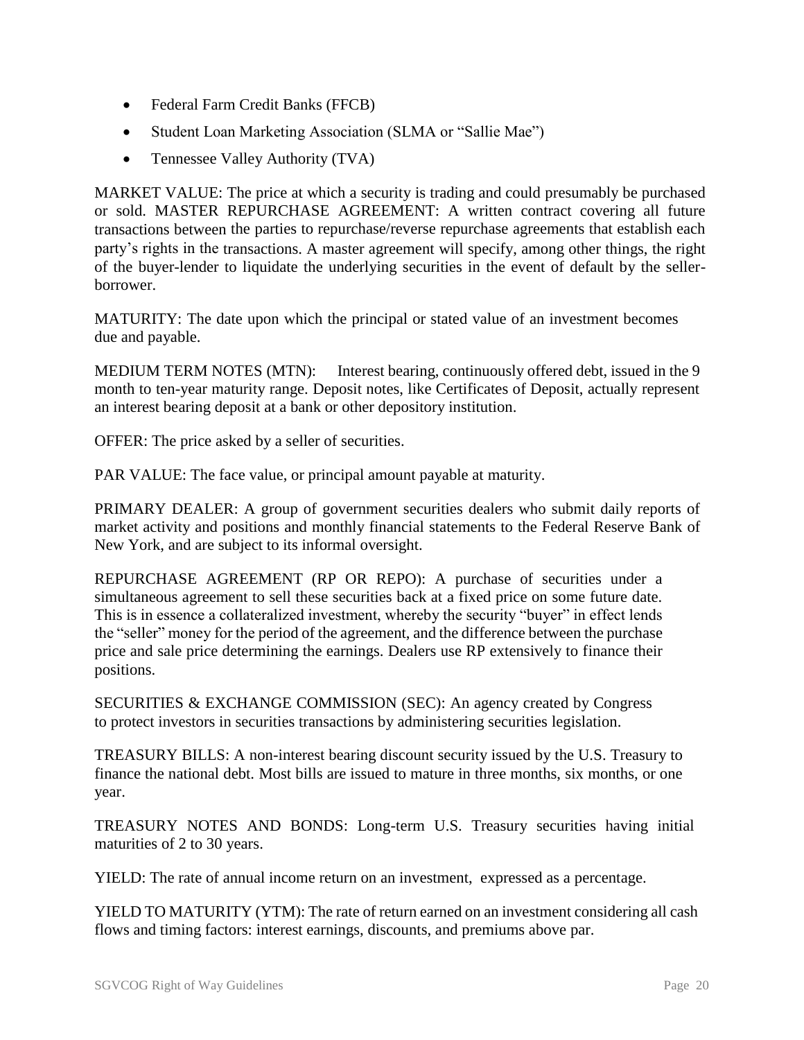- Federal Farm Credit Banks (FFCB)
- Student Loan Marketing Association (SLMA or "Sallie Mae")
- Tennessee Valley Authority (TVA)

MARKET VALUE: The price at which a security is trading and could presumably be purchased or sold. MASTER REPURCHASE AGREEMENT: A written contract covering all future transactions between the parties to repurchase/reverse repurchase agreements that establish each party's rights in the transactions. A master agreement will specify, among other things, the right of the buyer-lender to liquidate the underlying securities in the event of default by the seller-borrower.

MATURITY: The date upon which the principal or stated value of an investment becomes due and payable.

MEDIUM TERM NOTES (MTN): Interest bearing, continuously offered debt, issued in the 9 month to ten-year maturity range. Deposit notes, like Certificates of Deposit, actually represent an interest bearing deposit at a bank or other depository institution.

OFFER: The price asked by a seller of securities.

PAR VALUE: The face value, or principal amount payable at maturity.

PRIMARY DEALER: A group of government securities dealers who submit daily reports of market activity and positions and monthly financial statements to the Federal Reserve Bank of New York, and are subject to its informal oversight.

REPURCHASE AGREEMENT (RP OR REPO): A purchase of securities under a simultaneous agreement to sell these securities back at a fixed price on some future date. This is in essence a collateralized investment, whereby the security "buyer" in effect lends the "seller" money for the period of the agreement, and the difference between the purchase price and sale price determining the earnings. Dealers use RP extensively to finance their positions.

SECURITIES & EXCHANGE COMMISSION (SEC): An agency created by Congress to protect investors in securities transactions by administering securities legislation.

TREASURY BILLS: A non-interest bearing discount security issued by the U.S. Treasury to finance the national debt. Most bills are issued to mature in three months, six months, or one year.

TREASURY NOTES AND BONDS: Long-term U.S. Treasury securities having initial maturities of 2 to 30 years.

YIELD: The rate of annual income return on an investment, expressed as a percentage.

YIELD TO MATURITY (YTM): The rate of return earned on an investment considering all cash flows and timing factors: interest earnings, discounts, and premiums above par.